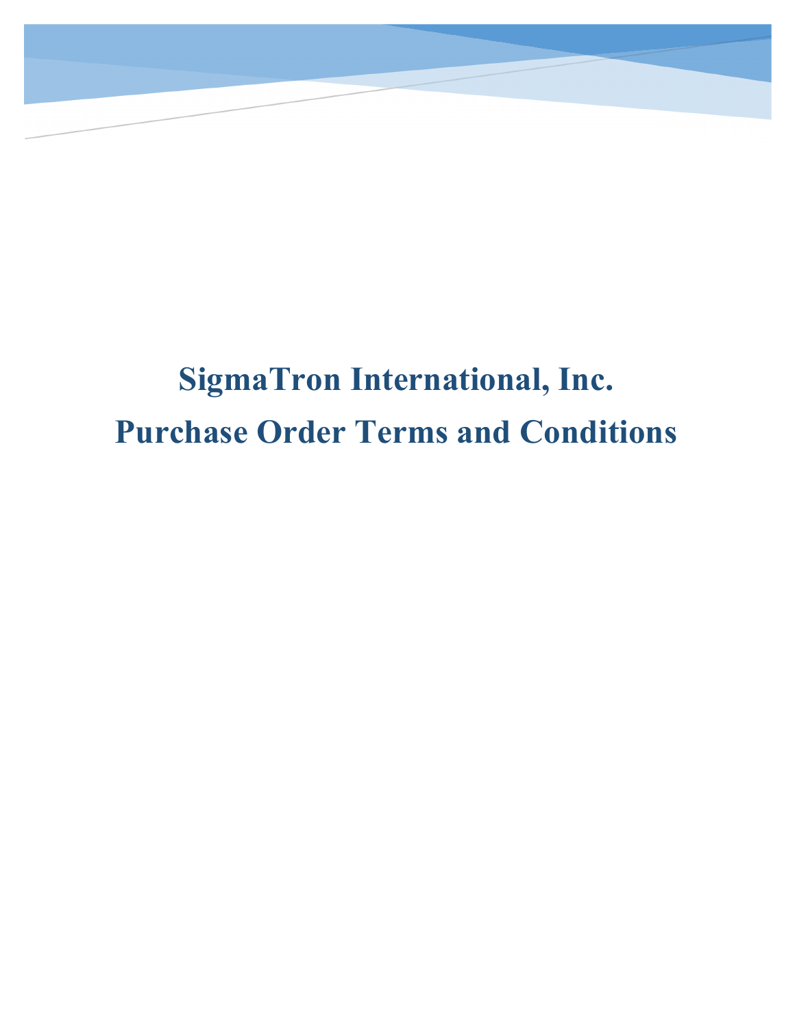# SigmaTron International, Inc.

# Purchase Order Terms and Conditions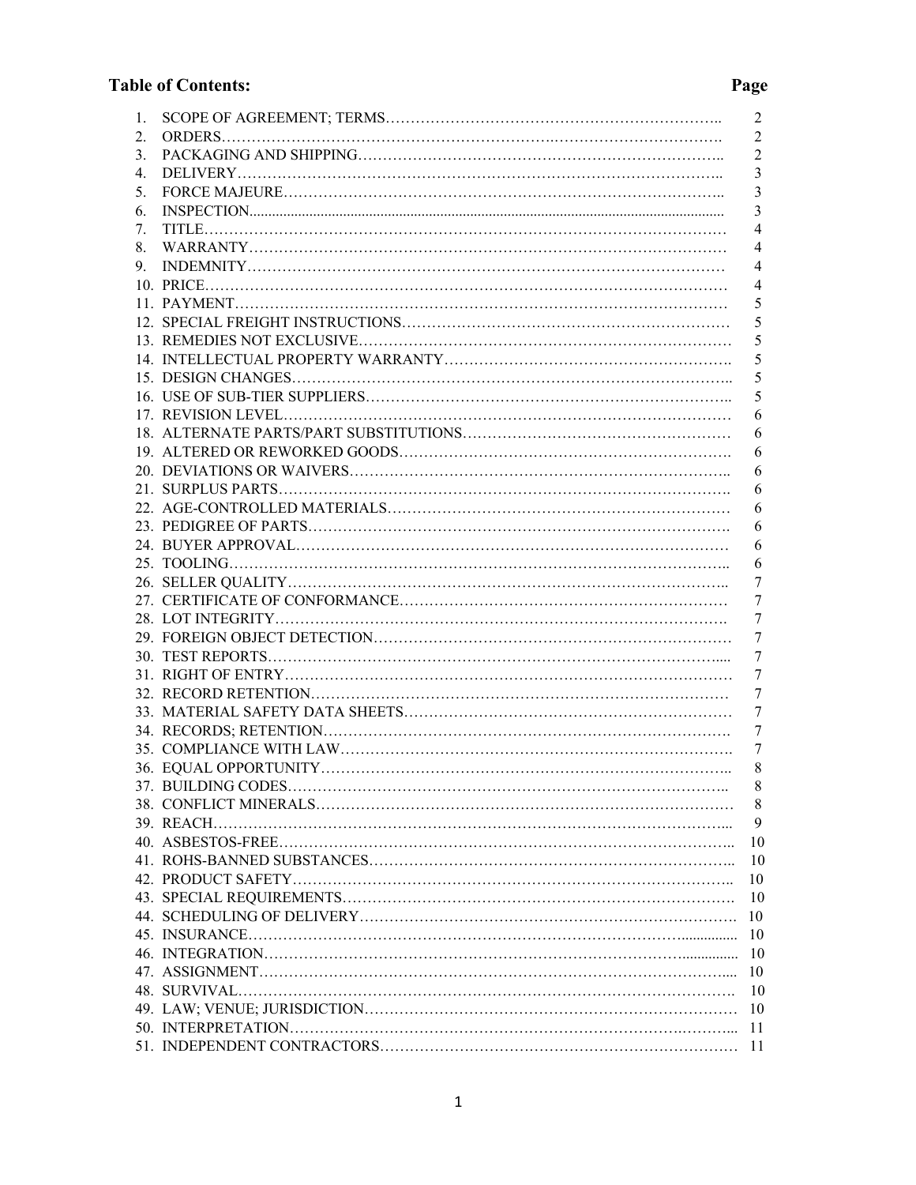## Table of Contents:

| | | Page |
|---|---|---|
| 1. | SCOPE OF AGREEMENT; TERMS | 2 |
| 2. | ORDERS | 2 |
| 3. | PACKAGING AND SHIPPING | 2 |
| 4. | DELIVERY | 3 |
| 5. | FORCE MAJEURE | 3 |
| 6. | INSPECTION | 3 |
| 7. | TITLE | 4 |
| 8. | WARRANTY | 4 |
| 9. | INDEMNITY | 4 |
| 10. | PRICE | 4 |
| 11. | PAYMENT | 5 |
| 12. | SPECIAL FREIGHT INSTRUCTIONS | 5 |
| 13. | REMEDIES NOT EXCLUSIVE | 5 |
| 14. | INTELLECTUAL PROPERTY WARRANTY | 5 |
| 15. | DESIGN CHANGES | 5 |
| 16. | USE OF SUB-TIER SUPPLIERS | 5 |
| 17. | REVISION LEVEL | 6 |
| 18. | ALTERNATE PARTS/PART SUBSTITUTIONS | 6 |
| 19. | ALTERED OR REWORKED GOODS | 6 |
| 20. | DEVIATIONS OR WAIVERS | 6 |
| 21. | SURPLUS PARTS | 6 |
| 22. | AGE-CONTROLLED MATERIALS | 6 |
| 23. | PEDIGREE OF PARTS | 6 |
| 24. | BUYER APPROVAL | 6 |
| 25. | TOOLING | 6 |
| 26. | SELLER QUALITY | 7 |
| 27. | CERTIFICATE OF CONFORMANCE | 7 |
| 28. | LOT INTEGRITY | 7 |
| 29. | FOREIGN OBJECT DETECTION | 7 |
| 30. | TEST REPORTS | 7 |
| 31. | RIGHT OF ENTRY | 7 |
| 32. | RECORD RETENTION | 7 |
| 33. | MATERIAL SAFETY DATA SHEETS | 7 |
| 34. | RECORDS; RETENTION | 7 |
| 35. | COMPLIANCE WITH LAW | 7 |
| 36. | EQUAL OPPORTUNITY | 8 |
| 37. | BUILDING CODES | 8 |
| 38. | CONFLICT MINERALS | 8 |
| 39. | REACH | 9 |
| 40. | ASBESTOS-FREE | 10 |
| 41. | ROHS-BANNED SUBSTANCES | 10 |
| 42. | PRODUCT SAFETY | 10 |
| 43. | SPECIAL REQUIREMENTS | 10 |
| 44. | SCHEDULING OF DELIVERY | 10 |
| 45. | INSURANCE | 10 |
| 46. | INTEGRATION | 10 |
| 47. | ASSIGNMENT | 10 |
| 48. | SURVIVAL | 10 |
| 49. | LAW; VENUE; JURISDICTION | 10 |
| 50. | INTERPRETATION | 11 |
| 51. | INDEPENDENT CONTRACTORS | 11 |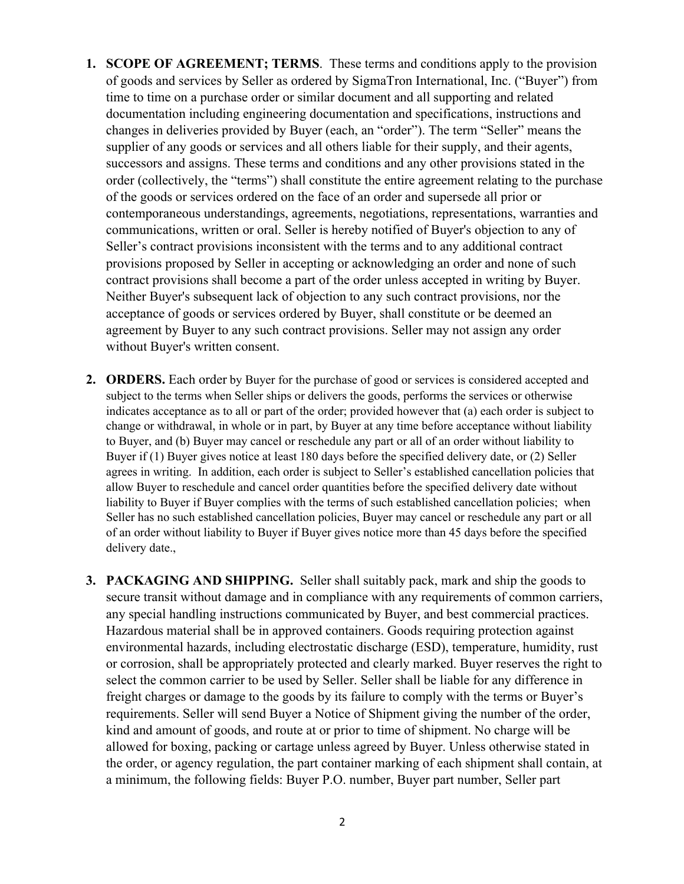1. **SCOPE OF AGREEMENT; TERMS**. These terms and conditions apply to the provision of goods and services by Seller as ordered by SigmaTron International, Inc. ("Buyer") from time to time on a purchase order or similar document and all supporting and related documentation including engineering documentation and specifications, instructions and changes in deliveries provided by Buyer (each, an "order"). The term "Seller" means the supplier of any goods or services and all others liable for their supply, and their agents, successors and assigns. These terms and conditions and any other provisions stated in the order (collectively, the "terms") shall constitute the entire agreement relating to the purchase of the goods or services ordered on the face of an order and supersede all prior or contemporaneous understandings, agreements, negotiations, representations, warranties and communications, written or oral. Seller is hereby notified of Buyer's objection to any of Seller's contract provisions inconsistent with the terms and to any additional contract provisions proposed by Seller in accepting or acknowledging an order and none of such contract provisions shall become a part of the order unless accepted in writing by Buyer. Neither Buyer's subsequent lack of objection to any such contract provisions, nor the acceptance of goods or services ordered by Buyer, shall constitute or be deemed an agreement by Buyer to any such contract provisions. Seller may not assign any order without Buyer's written consent.

2. **ORDERS.** Each order by Buyer for the purchase of good or services is considered accepted and subject to the terms when Seller ships or delivers the goods, performs the services or otherwise indicates acceptance as to all or part of the order; provided however that (a) each order is subject to change or withdrawal, in whole or in part, by Buyer at any time before acceptance without liability to Buyer, and (b) Buyer may cancel or reschedule any part or all of an order without liability to Buyer if (1) Buyer gives notice at least 180 days before the specified delivery date, or (2) Seller agrees in writing. In addition, each order is subject to Seller's established cancellation policies that allow Buyer to reschedule and cancel order quantities before the specified delivery date without liability to Buyer if Buyer complies with the terms of such established cancellation policies; when Seller has no such established cancellation policies, Buyer may cancel or reschedule any part or all of an order without liability to Buyer if Buyer gives notice more than 45 days before the specified delivery date.,

3. **PACKAGING AND SHIPPING.** Seller shall suitably pack, mark and ship the goods to secure transit without damage and in compliance with any requirements of common carriers, any special handling instructions communicated by Buyer, and best commercial practices. Hazardous material shall be in approved containers. Goods requiring protection against environmental hazards, including electrostatic discharge (ESD), temperature, humidity, rust or corrosion, shall be appropriately protected and clearly marked. Buyer reserves the right to select the common carrier to be used by Seller. Seller shall be liable for any difference in freight charges or damage to the goods by its failure to comply with the terms or Buyer's requirements. Seller will send Buyer a Notice of Shipment giving the number of the order, kind and amount of goods, and route at or prior to time of shipment. No charge will be allowed for boxing, packing or cartage unless agreed by Buyer. Unless otherwise stated in the order, or agency regulation, the part container marking of each shipment shall contain, at a minimum, the following fields: Buyer P.O. number, Buyer part number, Seller part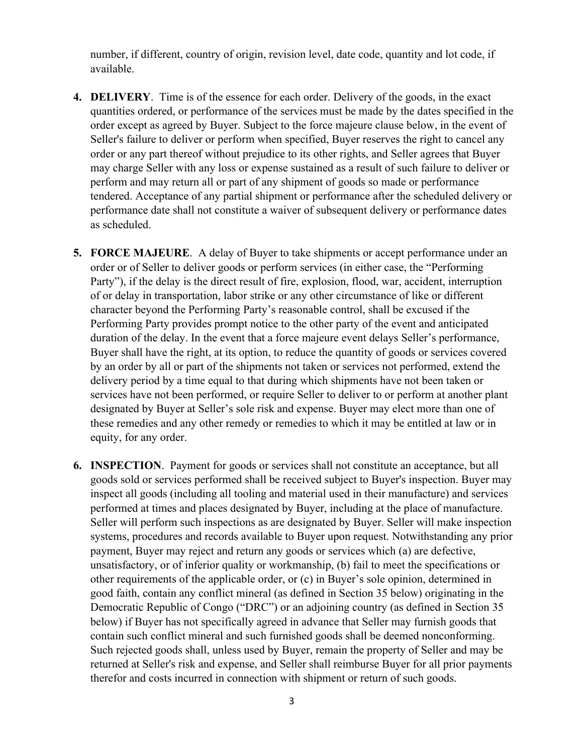number, if different, country of origin, revision level, date code, quantity and lot code, if available.

4. **DELIVERY**. Time is of the essence for each order. Delivery of the goods, in the exact quantities ordered, or performance of the services must be made by the dates specified in the order except as agreed by Buyer. Subject to the force majeure clause below, in the event of Seller's failure to deliver or perform when specified, Buyer reserves the right to cancel any order or any part thereof without prejudice to its other rights, and Seller agrees that Buyer may charge Seller with any loss or expense sustained as a result of such failure to deliver or perform and may return all or part of any shipment of goods so made or performance tendered. Acceptance of any partial shipment or performance after the scheduled delivery or performance date shall not constitute a waiver of subsequent delivery or performance dates as scheduled.

5. **FORCE MAJEURE**. A delay of Buyer to take shipments or accept performance under an order or of Seller to deliver goods or perform services (in either case, the "Performing Party"), if the delay is the direct result of fire, explosion, flood, war, accident, interruption of or delay in transportation, labor strike or any other circumstance of like or different character beyond the Performing Party's reasonable control, shall be excused if the Performing Party provides prompt notice to the other party of the event and anticipated duration of the delay. In the event that a force majeure event delays Seller's performance, Buyer shall have the right, at its option, to reduce the quantity of goods or services covered by an order by all or part of the shipments not taken or services not performed, extend the delivery period by a time equal to that during which shipments have not been taken or services have not been performed, or require Seller to deliver to or perform at another plant designated by Buyer at Seller's sole risk and expense. Buyer may elect more than one of these remedies and any other remedy or remedies to which it may be entitled at law or in equity, for any order.

6. **INSPECTION**. Payment for goods or services shall not constitute an acceptance, but all goods sold or services performed shall be received subject to Buyer's inspection. Buyer may inspect all goods (including all tooling and material used in their manufacture) and services performed at times and places designated by Buyer, including at the place of manufacture. Seller will perform such inspections as are designated by Buyer. Seller will make inspection systems, procedures and records available to Buyer upon request. Notwithstanding any prior payment, Buyer may reject and return any goods or services which (a) are defective, unsatisfactory, or of inferior quality or workmanship, (b) fail to meet the specifications or other requirements of the applicable order, or (c) in Buyer's sole opinion, determined in good faith, contain any conflict mineral (as defined in Section 35 below) originating in the Democratic Republic of Congo ("DRC") or an adjoining country (as defined in Section 35 below) if Buyer has not specifically agreed in advance that Seller may furnish goods that contain such conflict mineral and such furnished goods shall be deemed nonconforming. Such rejected goods shall, unless used by Buyer, remain the property of Seller and may be returned at Seller's risk and expense, and Seller shall reimburse Buyer for all prior payments therefor and costs incurred in connection with shipment or return of such goods.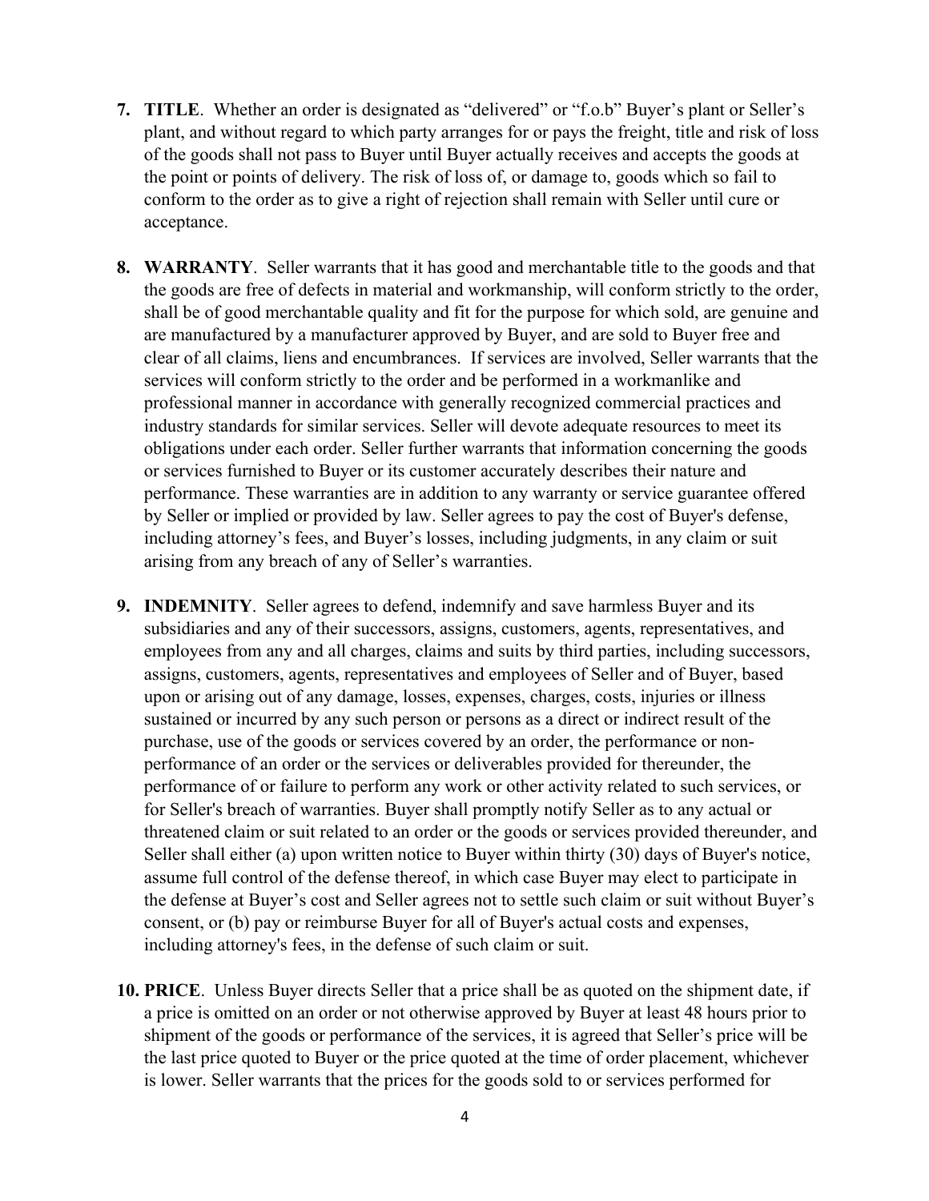7. **TITLE**. Whether an order is designated as "delivered" or "f.o.b" Buyer's plant or Seller's plant, and without regard to which party arranges for or pays the freight, title and risk of loss of the goods shall not pass to Buyer until Buyer actually receives and accepts the goods at the point or points of delivery. The risk of loss of, or damage to, goods which so fail to conform to the order as to give a right of rejection shall remain with Seller until cure or acceptance.

8. **WARRANTY**. Seller warrants that it has good and merchantable title to the goods and that the goods are free of defects in material and workmanship, will conform strictly to the order, shall be of good merchantable quality and fit for the purpose for which sold, are genuine and are manufactured by a manufacturer approved by Buyer, and are sold to Buyer free and clear of all claims, liens and encumbrances. If services are involved, Seller warrants that the services will conform strictly to the order and be performed in a workmanlike and professional manner in accordance with generally recognized commercial practices and industry standards for similar services. Seller will devote adequate resources to meet its obligations under each order. Seller further warrants that information concerning the goods or services furnished to Buyer or its customer accurately describes their nature and performance. These warranties are in addition to any warranty or service guarantee offered by Seller or implied or provided by law. Seller agrees to pay the cost of Buyer's defense, including attorney's fees, and Buyer's losses, including judgments, in any claim or suit arising from any breach of any of Seller's warranties.

9. **INDEMNITY**. Seller agrees to defend, indemnify and save harmless Buyer and its subsidiaries and any of their successors, assigns, customers, agents, representatives, and employees from any and all charges, claims and suits by third parties, including successors, assigns, customers, agents, representatives and employees of Seller and of Buyer, based upon or arising out of any damage, losses, expenses, charges, costs, injuries or illness sustained or incurred by any such person or persons as a direct or indirect result of the purchase, use of the goods or services covered by an order, the performance or non-performance of an order or the services or deliverables provided for thereunder, the performance of or failure to perform any work or other activity related to such services, or for Seller's breach of warranties. Buyer shall promptly notify Seller as to any actual or threatened claim or suit related to an order or the goods or services provided thereunder, and Seller shall either (a) upon written notice to Buyer within thirty (30) days of Buyer's notice, assume full control of the defense thereof, in which case Buyer may elect to participate in the defense at Buyer's cost and Seller agrees not to settle such claim or suit without Buyer's consent, or (b) pay or reimburse Buyer for all of Buyer's actual costs and expenses, including attorney's fees, in the defense of such claim or suit.

10. **PRICE**. Unless Buyer directs Seller that a price shall be as quoted on the shipment date, if a price is omitted on an order or not otherwise approved by Buyer at least 48 hours prior to shipment of the goods or performance of the services, it is agreed that Seller's price will be the last price quoted to Buyer or the price quoted at the time of order placement, whichever is lower. Seller warrants that the prices for the goods sold to or services performed for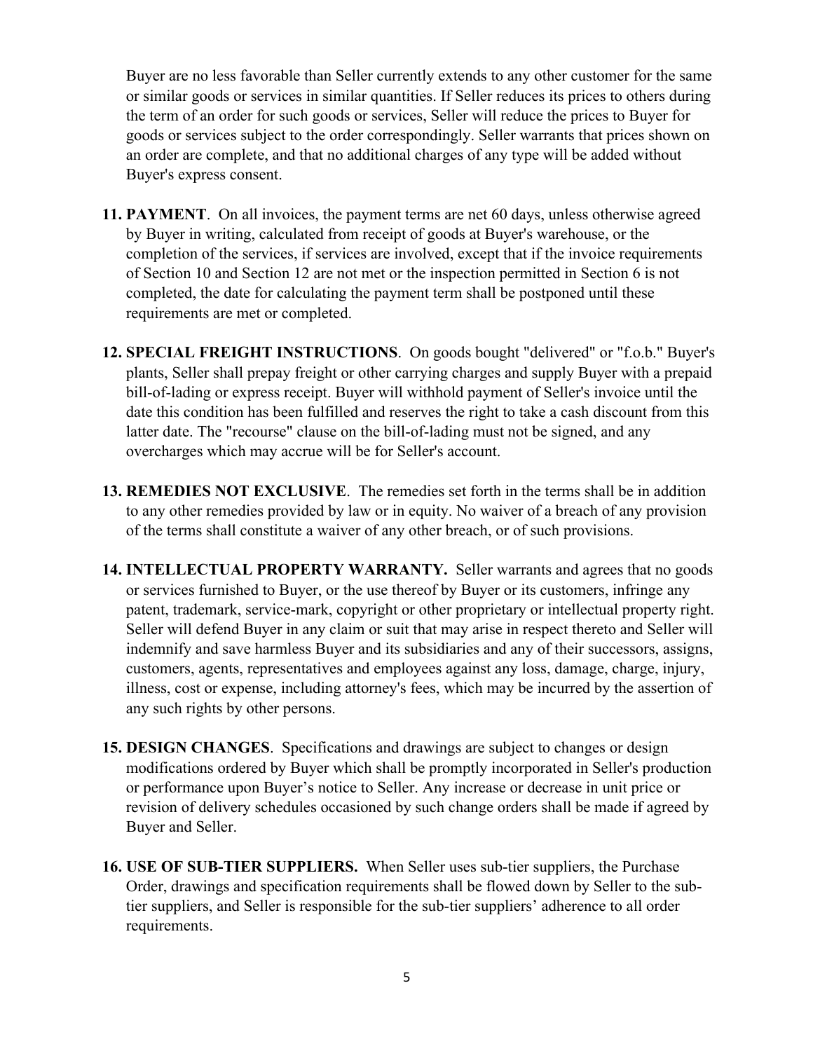Buyer are no less favorable than Seller currently extends to any other customer for the same or similar goods or services in similar quantities. If Seller reduces its prices to others during the term of an order for such goods or services, Seller will reduce the prices to Buyer for goods or services subject to the order correspondingly. Seller warrants that prices shown on an order are complete, and that no additional charges of any type will be added without Buyer's express consent.

11. **PAYMENT**. On all invoices, the payment terms are net 60 days, unless otherwise agreed by Buyer in writing, calculated from receipt of goods at Buyer's warehouse, or the completion of the services, if services are involved, except that if the invoice requirements of Section 10 and Section 12 are not met or the inspection permitted in Section 6 is not completed, the date for calculating the payment term shall be postponed until these requirements are met or completed.

12. **SPECIAL FREIGHT INSTRUCTIONS**. On goods bought "delivered" or "f.o.b." Buyer's plants, Seller shall prepay freight or other carrying charges and supply Buyer with a prepaid bill-of-lading or express receipt. Buyer will withhold payment of Seller's invoice until the date this condition has been fulfilled and reserves the right to take a cash discount from this latter date. The "recourse" clause on the bill-of-lading must not be signed, and any overcharges which may accrue will be for Seller's account.

13. **REMEDIES NOT EXCLUSIVE**. The remedies set forth in the terms shall be in addition to any other remedies provided by law or in equity. No waiver of a breach of any provision of the terms shall constitute a waiver of any other breach, or of such provisions.

14. **INTELLECTUAL PROPERTY WARRANTY.** Seller warrants and agrees that no goods or services furnished to Buyer, or the use thereof by Buyer or its customers, infringe any patent, trademark, service-mark, copyright or other proprietary or intellectual property right. Seller will defend Buyer in any claim or suit that may arise in respect thereto and Seller will indemnify and save harmless Buyer and its subsidiaries and any of their successors, assigns, customers, agents, representatives and employees against any loss, damage, charge, injury, illness, cost or expense, including attorney's fees, which may be incurred by the assertion of any such rights by other persons.

15. **DESIGN CHANGES**. Specifications and drawings are subject to changes or design modifications ordered by Buyer which shall be promptly incorporated in Seller's production or performance upon Buyer's notice to Seller. Any increase or decrease in unit price or revision of delivery schedules occasioned by such change orders shall be made if agreed by Buyer and Seller.

16. **USE OF SUB-TIER SUPPLIERS.** When Seller uses sub-tier suppliers, the Purchase Order, drawings and specification requirements shall be flowed down by Seller to the sub-tier suppliers, and Seller is responsible for the sub-tier suppliers' adherence to all order requirements.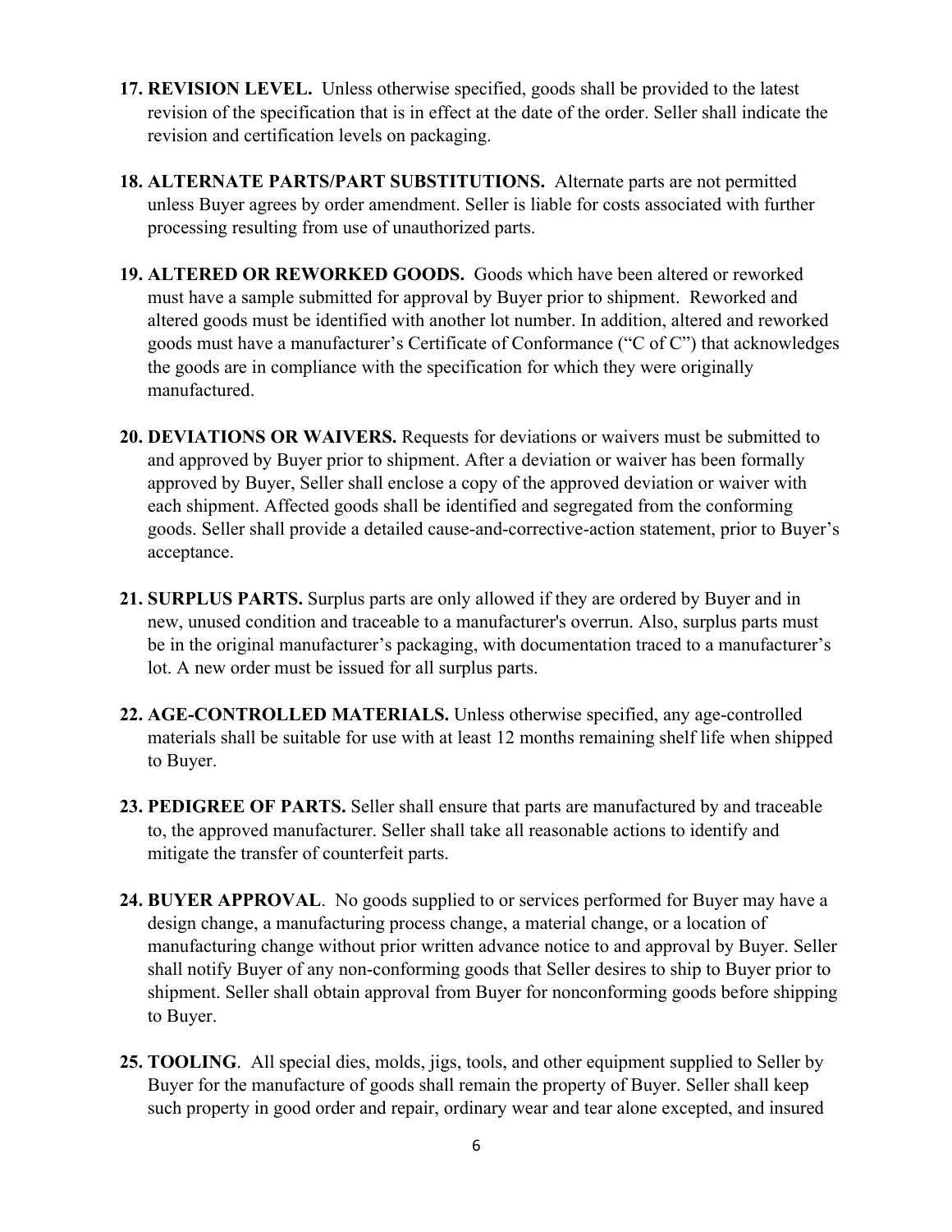17. **REVISION LEVEL.** Unless otherwise specified, goods shall be provided to the latest revision of the specification that is in effect at the date of the order. Seller shall indicate the revision and certification levels on packaging.

18. **ALTERNATE PARTS/PART SUBSTITUTIONS.** Alternate parts are not permitted unless Buyer agrees by order amendment. Seller is liable for costs associated with further processing resulting from use of unauthorized parts.

19. **ALTERED OR REWORKED GOODS.** Goods which have been altered or reworked must have a sample submitted for approval by Buyer prior to shipment. Reworked and altered goods must be identified with another lot number. In addition, altered and reworked goods must have a manufacturer's Certificate of Conformance ("C of C") that acknowledges the goods are in compliance with the specification for which they were originally manufactured.

20. **DEVIATIONS OR WAIVERS.** Requests for deviations or waivers must be submitted to and approved by Buyer prior to shipment. After a deviation or waiver has been formally approved by Buyer, Seller shall enclose a copy of the approved deviation or waiver with each shipment. Affected goods shall be identified and segregated from the conforming goods. Seller shall provide a detailed cause-and-corrective-action statement, prior to Buyer's acceptance.

21. **SURPLUS PARTS.** Surplus parts are only allowed if they are ordered by Buyer and in new, unused condition and traceable to a manufacturer's overrun. Also, surplus parts must be in the original manufacturer's packaging, with documentation traced to a manufacturer's lot. A new order must be issued for all surplus parts.

22. **AGE-CONTROLLED MATERIALS.** Unless otherwise specified, any age-controlled materials shall be suitable for use with at least 12 months remaining shelf life when shipped to Buyer.

23. **PEDIGREE OF PARTS.** Seller shall ensure that parts are manufactured by and traceable to, the approved manufacturer. Seller shall take all reasonable actions to identify and mitigate the transfer of counterfeit parts.

24. **BUYER APPROVAL**. No goods supplied to or services performed for Buyer may have a design change, a manufacturing process change, a material change, or a location of manufacturing change without prior written advance notice to and approval by Buyer. Seller shall notify Buyer of any non-conforming goods that Seller desires to ship to Buyer prior to shipment. Seller shall obtain approval from Buyer for nonconforming goods before shipping to Buyer.

25. **TOOLING**. All special dies, molds, jigs, tools, and other equipment supplied to Seller by Buyer for the manufacture of goods shall remain the property of Buyer. Seller shall keep such property in good order and repair, ordinary wear and tear alone excepted, and insured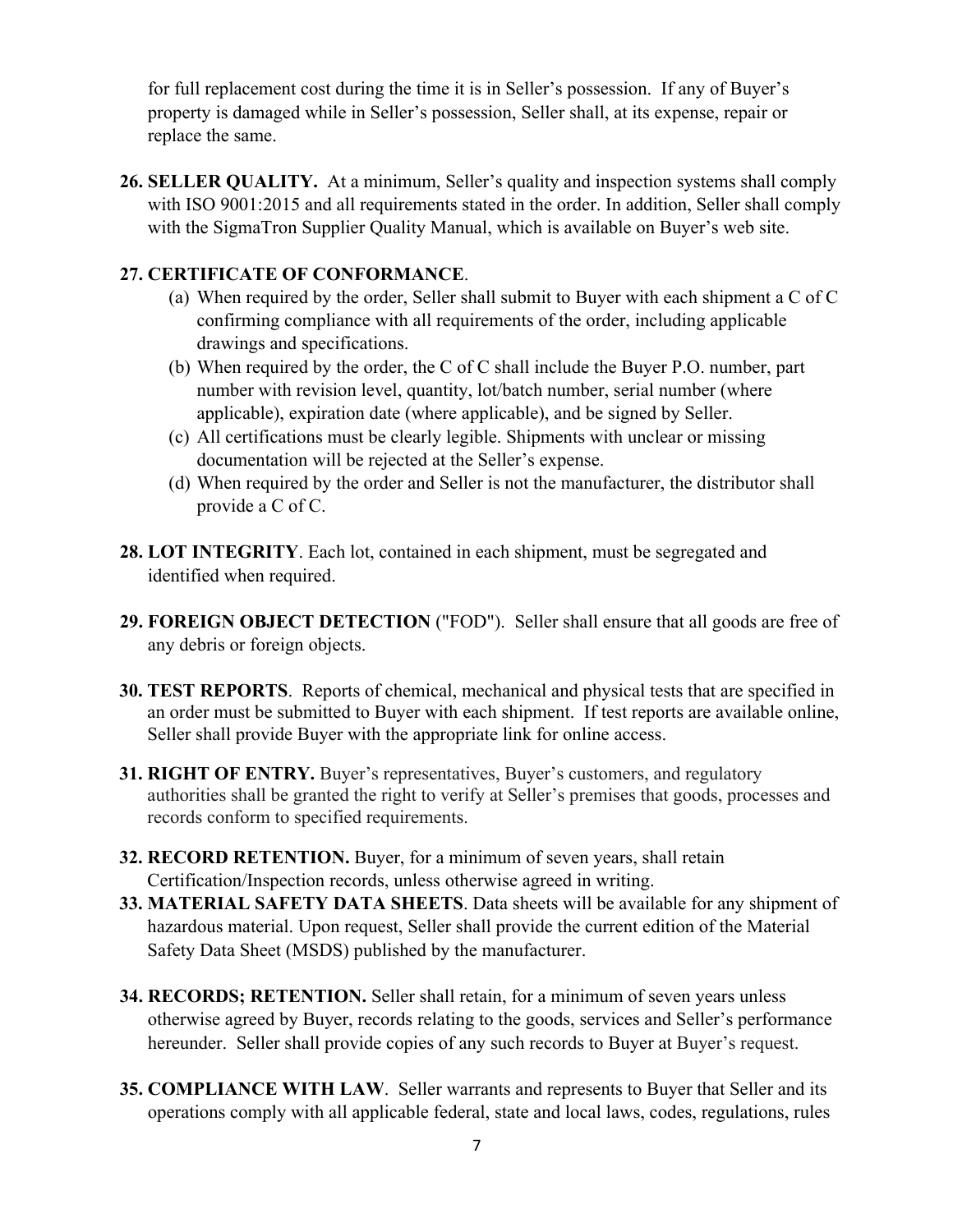for full replacement cost during the time it is in Seller's possession. If any of Buyer's property is damaged while in Seller's possession, Seller shall, at its expense, repair or replace the same.

**26. SELLER QUALITY.** At a minimum, Seller's quality and inspection systems shall comply with ISO 9001:2015 and all requirements stated in the order. In addition, Seller shall comply with the SigmaTron Supplier Quality Manual, which is available on Buyer's web site.

**27. CERTIFICATE OF CONFORMANCE**.

(a) When required by the order, Seller shall submit to Buyer with each shipment a C of C confirming compliance with all requirements of the order, including applicable drawings and specifications.

(b) When required by the order, the C of C shall include the Buyer P.O. number, part number with revision level, quantity, lot/batch number, serial number (where applicable), expiration date (where applicable), and be signed by Seller.

(c) All certifications must be clearly legible. Shipments with unclear or missing documentation will be rejected at the Seller's expense.

(d) When required by the order and Seller is not the manufacturer, the distributor shall provide a C of C.

**28. LOT INTEGRITY**. Each lot, contained in each shipment, must be segregated and identified when required.

**29. FOREIGN OBJECT DETECTION** ("FOD"). Seller shall ensure that all goods are free of any debris or foreign objects.

**30. TEST REPORTS**. Reports of chemical, mechanical and physical tests that are specified in an order must be submitted to Buyer with each shipment. If test reports are available online, Seller shall provide Buyer with the appropriate link for online access.

**31. RIGHT OF ENTRY.** Buyer's representatives, Buyer's customers, and regulatory authorities shall be granted the right to verify at Seller's premises that goods, processes and records conform to specified requirements.

**32. RECORD RETENTION.** Buyer, for a minimum of seven years, shall retain Certification/Inspection records, unless otherwise agreed in writing.

**33. MATERIAL SAFETY DATA SHEETS**. Data sheets will be available for any shipment of hazardous material. Upon request, Seller shall provide the current edition of the Material Safety Data Sheet (MSDS) published by the manufacturer.

**34. RECORDS; RETENTION.** Seller shall retain, for a minimum of seven years unless otherwise agreed by Buyer, records relating to the goods, services and Seller's performance hereunder. Seller shall provide copies of any such records to Buyer at Buyer's request.

**35. COMPLIANCE WITH LAW**. Seller warrants and represents to Buyer that Seller and its operations comply with all applicable federal, state and local laws, codes, regulations, rules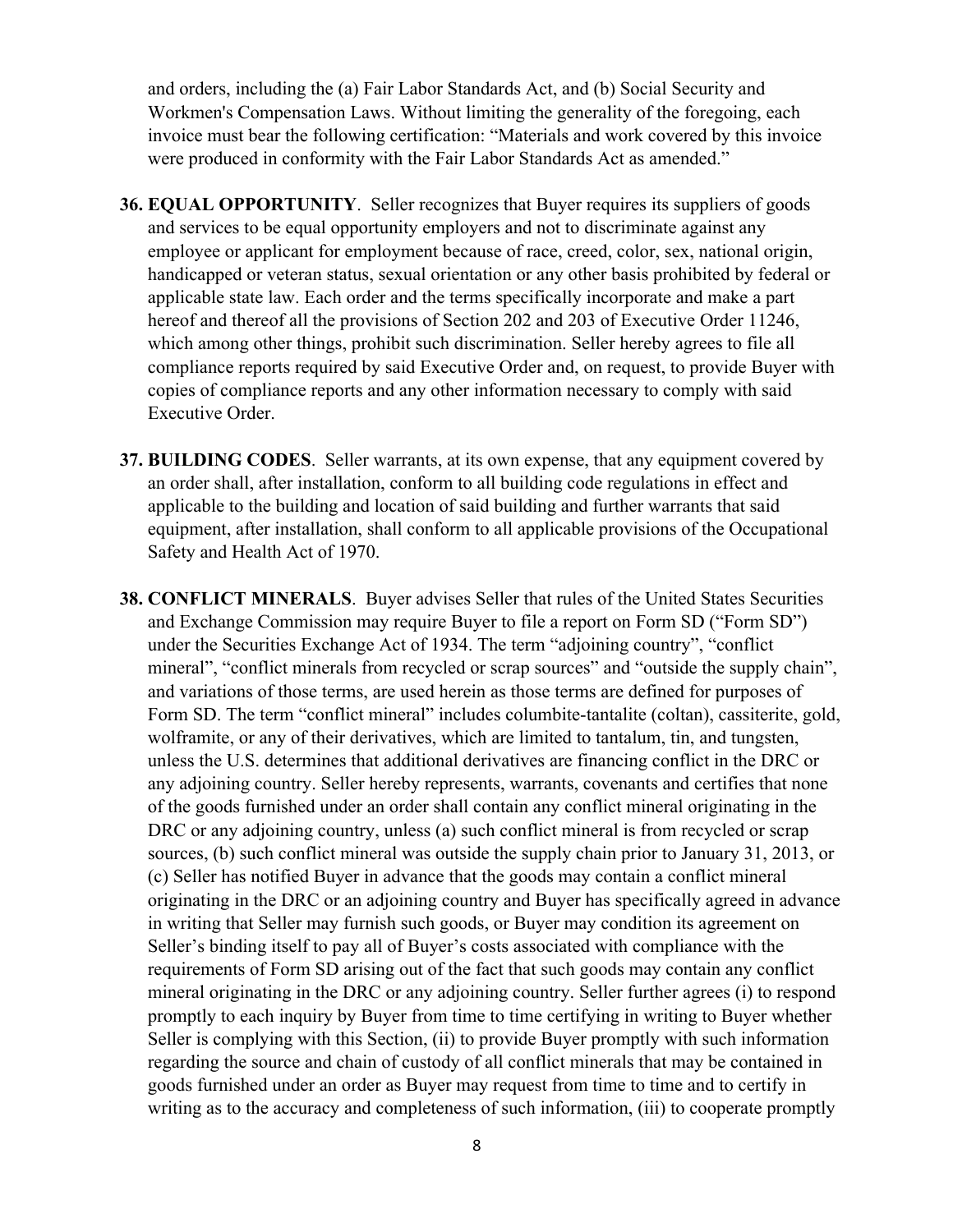and orders, including the (a) Fair Labor Standards Act, and (b) Social Security and Workmen's Compensation Laws. Without limiting the generality of the foregoing, each invoice must bear the following certification: "Materials and work covered by this invoice were produced in conformity with the Fair Labor Standards Act as amended."

36. **EQUAL OPPORTUNITY**. Seller recognizes that Buyer requires its suppliers of goods and services to be equal opportunity employers and not to discriminate against any employee or applicant for employment because of race, creed, color, sex, national origin, handicapped or veteran status, sexual orientation or any other basis prohibited by federal or applicable state law. Each order and the terms specifically incorporate and make a part hereof and thereof all the provisions of Section 202 and 203 of Executive Order 11246, which among other things, prohibit such discrimination. Seller hereby agrees to file all compliance reports required by said Executive Order and, on request, to provide Buyer with copies of compliance reports and any other information necessary to comply with said Executive Order.

37. **BUILDING CODES**. Seller warrants, at its own expense, that any equipment covered by an order shall, after installation, conform to all building code regulations in effect and applicable to the building and location of said building and further warrants that said equipment, after installation, shall conform to all applicable provisions of the Occupational Safety and Health Act of 1970.

38. **CONFLICT MINERALS**. Buyer advises Seller that rules of the United States Securities and Exchange Commission may require Buyer to file a report on Form SD ("Form SD") under the Securities Exchange Act of 1934. The term "adjoining country", "conflict mineral", "conflict minerals from recycled or scrap sources" and "outside the supply chain", and variations of those terms, are used herein as those terms are defined for purposes of Form SD. The term "conflict mineral" includes columbite-tantalite (coltan), cassiterite, gold, wolframite, or any of their derivatives, which are limited to tantalum, tin, and tungsten, unless the U.S. determines that additional derivatives are financing conflict in the DRC or any adjoining country. Seller hereby represents, warrants, covenants and certifies that none of the goods furnished under an order shall contain any conflict mineral originating in the DRC or any adjoining country, unless (a) such conflict mineral is from recycled or scrap sources, (b) such conflict mineral was outside the supply chain prior to January 31, 2013, or (c) Seller has notified Buyer in advance that the goods may contain a conflict mineral originating in the DRC or an adjoining country and Buyer has specifically agreed in advance in writing that Seller may furnish such goods, or Buyer may condition its agreement on Seller's binding itself to pay all of Buyer's costs associated with compliance with the requirements of Form SD arising out of the fact that such goods may contain any conflict mineral originating in the DRC or any adjoining country. Seller further agrees (i) to respond promptly to each inquiry by Buyer from time to time certifying in writing to Buyer whether Seller is complying with this Section, (ii) to provide Buyer promptly with such information regarding the source and chain of custody of all conflict minerals that may be contained in goods furnished under an order as Buyer may request from time to time and to certify in writing as to the accuracy and completeness of such information, (iii) to cooperate promptly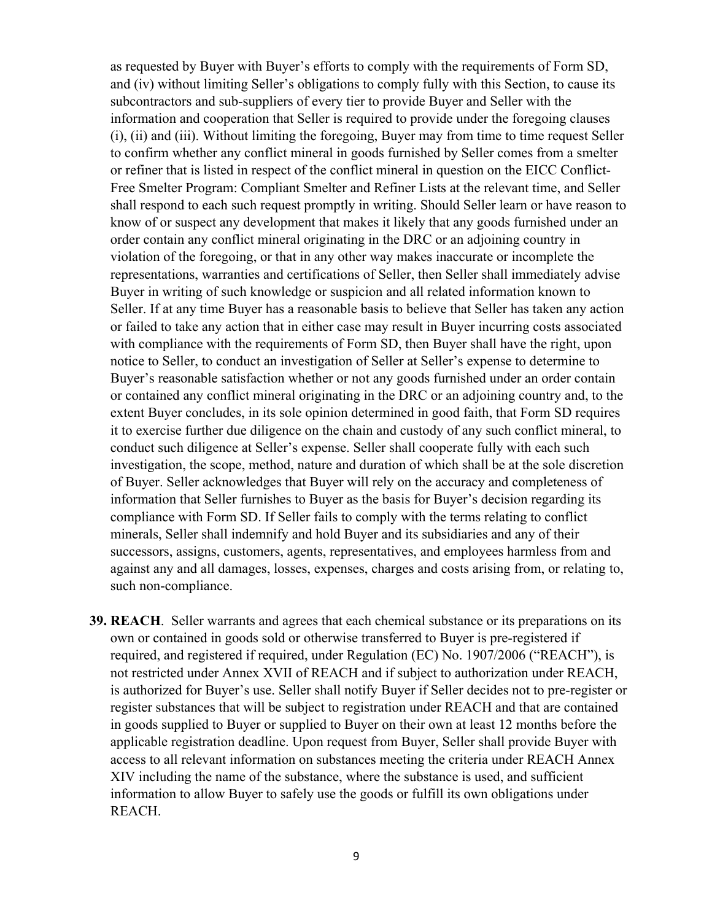as requested by Buyer with Buyer's efforts to comply with the requirements of Form SD, and (iv) without limiting Seller's obligations to comply fully with this Section, to cause its subcontractors and sub-suppliers of every tier to provide Buyer and Seller with the information and cooperation that Seller is required to provide under the foregoing clauses (i), (ii) and (iii). Without limiting the foregoing, Buyer may from time to time request Seller to confirm whether any conflict mineral in goods furnished by Seller comes from a smelter or refiner that is listed in respect of the conflict mineral in question on the EICC Conflict-Free Smelter Program: Compliant Smelter and Refiner Lists at the relevant time, and Seller shall respond to each such request promptly in writing. Should Seller learn or have reason to know of or suspect any development that makes it likely that any goods furnished under an order contain any conflict mineral originating in the DRC or an adjoining country in violation of the foregoing, or that in any other way makes inaccurate or incomplete the representations, warranties and certifications of Seller, then Seller shall immediately advise Buyer in writing of such knowledge or suspicion and all related information known to Seller. If at any time Buyer has a reasonable basis to believe that Seller has taken any action or failed to take any action that in either case may result in Buyer incurring costs associated with compliance with the requirements of Form SD, then Buyer shall have the right, upon notice to Seller, to conduct an investigation of Seller at Seller's expense to determine to Buyer's reasonable satisfaction whether or not any goods furnished under an order contain or contained any conflict mineral originating in the DRC or an adjoining country and, to the extent Buyer concludes, in its sole opinion determined in good faith, that Form SD requires it to exercise further due diligence on the chain and custody of any such conflict mineral, to conduct such diligence at Seller's expense. Seller shall cooperate fully with each such investigation, the scope, method, nature and duration of which shall be at the sole discretion of Buyer. Seller acknowledges that Buyer will rely on the accuracy and completeness of information that Seller furnishes to Buyer as the basis for Buyer's decision regarding its compliance with Form SD. If Seller fails to comply with the terms relating to conflict minerals, Seller shall indemnify and hold Buyer and its subsidiaries and any of their successors, assigns, customers, agents, representatives, and employees harmless from and against any and all damages, losses, expenses, charges and costs arising from, or relating to, such non-compliance.

**39. REACH**. Seller warrants and agrees that each chemical substance or its preparations on its own or contained in goods sold or otherwise transferred to Buyer is pre-registered if required, and registered if required, under Regulation (EC) No. 1907/2006 ("REACH"), is not restricted under Annex XVII of REACH and if subject to authorization under REACH, is authorized for Buyer's use. Seller shall notify Buyer if Seller decides not to pre-register or register substances that will be subject to registration under REACH and that are contained in goods supplied to Buyer or supplied to Buyer on their own at least 12 months before the applicable registration deadline. Upon request from Buyer, Seller shall provide Buyer with access to all relevant information on substances meeting the criteria under REACH Annex XIV including the name of the substance, where the substance is used, and sufficient information to allow Buyer to safely use the goods or fulfill its own obligations under REACH.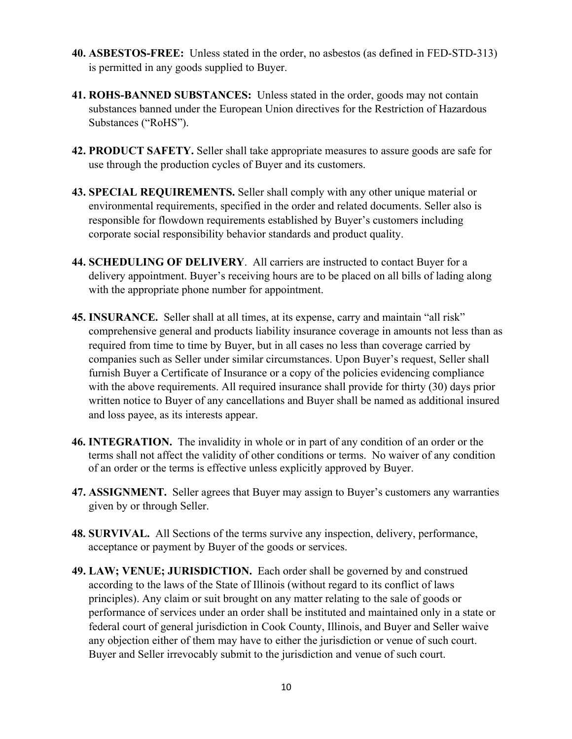40. **ASBESTOS-FREE:** Unless stated in the order, no asbestos (as defined in FED-STD-313) is permitted in any goods supplied to Buyer.

41. **ROHS-BANNED SUBSTANCES:** Unless stated in the order, goods may not contain substances banned under the European Union directives for the Restriction of Hazardous Substances ("RoHS").

42. **PRODUCT SAFETY.** Seller shall take appropriate measures to assure goods are safe for use through the production cycles of Buyer and its customers.

43. **SPECIAL REQUIREMENTS.** Seller shall comply with any other unique material or environmental requirements, specified in the order and related documents. Seller also is responsible for flowdown requirements established by Buyer's customers including corporate social responsibility behavior standards and product quality.

44. **SCHEDULING OF DELIVERY**. All carriers are instructed to contact Buyer for a delivery appointment. Buyer's receiving hours are to be placed on all bills of lading along with the appropriate phone number for appointment.

45. **INSURANCE.** Seller shall at all times, at its expense, carry and maintain "all risk" comprehensive general and products liability insurance coverage in amounts not less than as required from time to time by Buyer, but in all cases no less than coverage carried by companies such as Seller under similar circumstances. Upon Buyer's request, Seller shall furnish Buyer a Certificate of Insurance or a copy of the policies evidencing compliance with the above requirements. All required insurance shall provide for thirty (30) days prior written notice to Buyer of any cancellations and Buyer shall be named as additional insured and loss payee, as its interests appear.

46. **INTEGRATION.** The invalidity in whole or in part of any condition of an order or the terms shall not affect the validity of other conditions or terms. No waiver of any condition of an order or the terms is effective unless explicitly approved by Buyer.

47. **ASSIGNMENT.** Seller agrees that Buyer may assign to Buyer's customers any warranties given by or through Seller.

48. **SURVIVAL.** All Sections of the terms survive any inspection, delivery, performance, acceptance or payment by Buyer of the goods or services.

49. **LAW; VENUE; JURISDICTION.** Each order shall be governed by and construed according to the laws of the State of Illinois (without regard to its conflict of laws principles). Any claim or suit brought on any matter relating to the sale of goods or performance of services under an order shall be instituted and maintained only in a state or federal court of general jurisdiction in Cook County, Illinois, and Buyer and Seller waive any objection either of them may have to either the jurisdiction or venue of such court. Buyer and Seller irrevocably submit to the jurisdiction and venue of such court.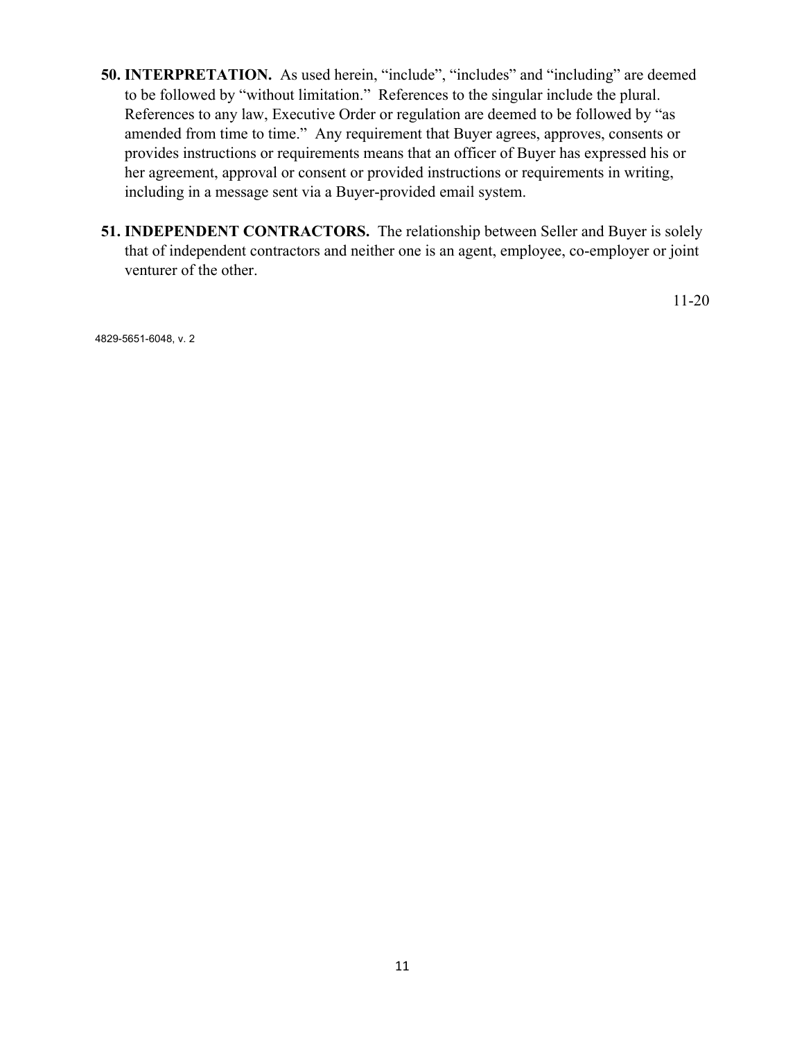**50. INTERPRETATION.** As used herein, “include”, “includes” and “including” are deemed to be followed by “without limitation.” References to the singular include the plural. References to any law, Executive Order or regulation are deemed to be followed by “as amended from time to time.” Any requirement that Buyer agrees, approves, consents or provides instructions or requirements means that an officer of Buyer has expressed his or her agreement, approval or consent or provided instructions or requirements in writing, including in a message sent via a Buyer-provided email system.

**51. INDEPENDENT CONTRACTORS.** The relationship between Seller and Buyer is solely that of independent contractors and neither one is an agent, employee, co-employer or joint venturer of the other.

11-20

4829-5651-6048, v. 2